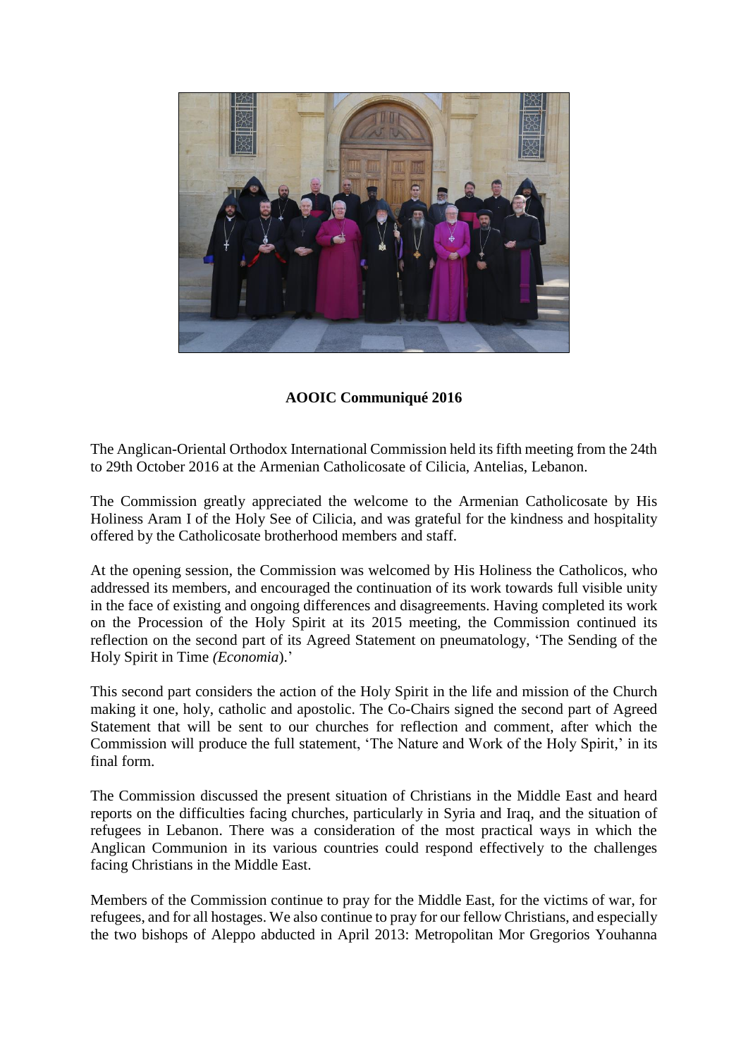**AOOIC Communiqué 2016**

The Anglican-Oriental Orthodox International Commission held its fifth meeting from the 24th to 29th October 2016 at the Armenian Catholicosate of Cilicia, Antelias, Lebanon.

The Commission greatly appreciated the welcome to the Armenian Catholicosate by His Holiness Aram I of the Holy See of Cilicia, and was grateful for the kindness and hospitality offered by the Catholicosate brotherhood members and staff.

At the opening session, the Commission was welcomed by His Holiness the Catholicos, who addressed its members, and encouraged the continuation of its work towards full visible unity in the face of existing and ongoing differences and disagreements. Having completed its work on the Procession of the Holy Spirit at its 2015 meeting, the Commission continued its reflection on the second part of its Agreed Statement on pneumatology, 'The Sending of the Holy Spirit in Time *(Economia*).'

This second part considers the action of the Holy Spirit in the life and mission of the Church making it one, holy, catholic and apostolic. The Co-Chairs signed the second part of Agreed Statement that will be sent to our churches for reflection and comment, after which the Commission will produce the full statement, 'The Nature and Work of the Holy Spirit,' in its final form.

The Commission discussed the present situation of Christians in the Middle East and heard reports on the difficulties facing churches, particularly in Syria and Iraq, and the situation of refugees in Lebanon. There was a consideration of the most practical ways in which the Anglican Communion in its various countries could respond effectively to the challenges facing Christians in the Middle East.

Members of the Commission continue to pray for the Middle East, for the victims of war, for refugees, and for all hostages. We also continue to pray for our fellow Christians, and especially the two bishops of Aleppo abducted in April 2013: Metropolitan Mor Gregorios Youhanna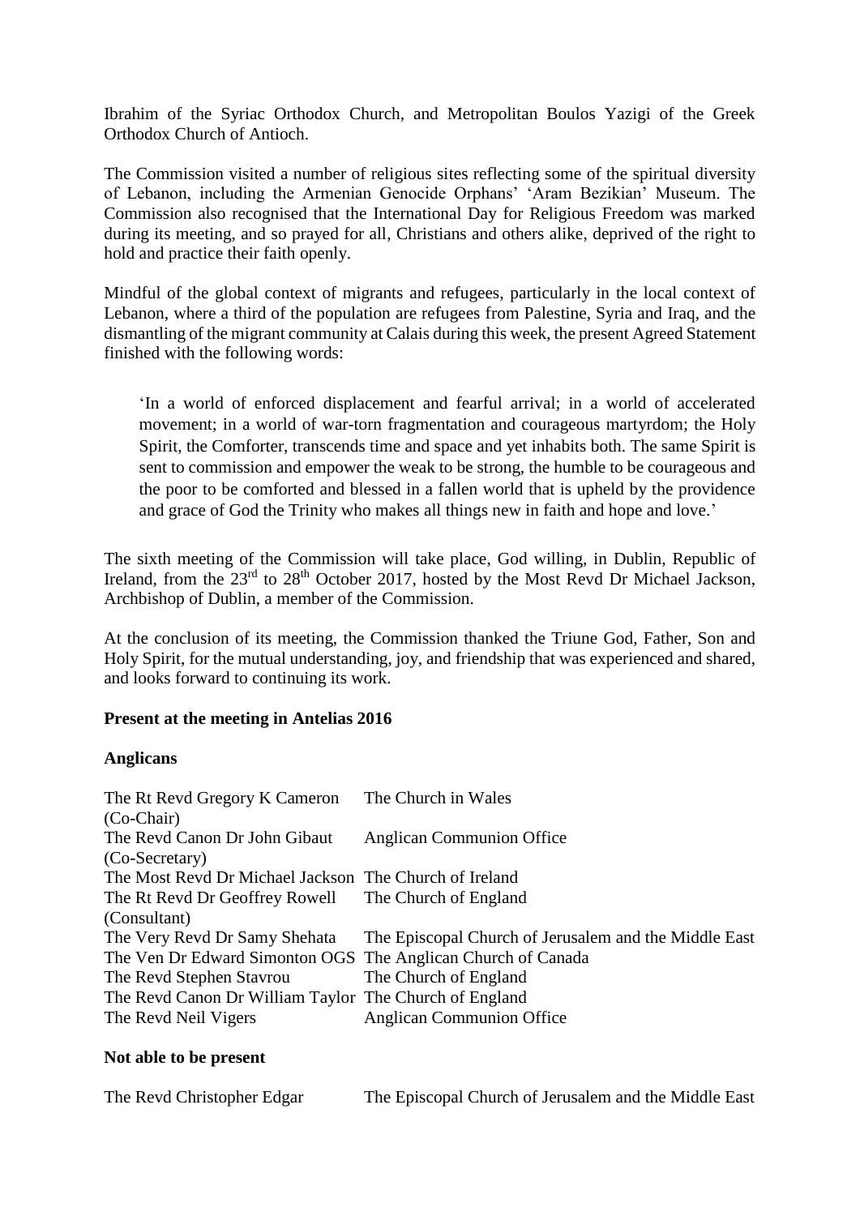Ibrahim of the Syriac Orthodox Church, and Metropolitan Boulos Yazigi of the Greek Orthodox Church of Antioch.

The Commission visited a number of religious sites reflecting some of the spiritual diversity of Lebanon, including the Armenian Genocide Orphans' 'Aram Bezikian' Museum. The Commission also recognised that the International Day for Religious Freedom was marked during its meeting, and so prayed for all, Christians and others alike, deprived of the right to hold and practice their faith openly.

Mindful of the global context of migrants and refugees, particularly in the local context of Lebanon, where a third of the population are refugees from Palestine, Syria and Iraq, and the dismantling of the migrant community at Calais during this week, the present Agreed Statement finished with the following words:

> 'In a world of enforced displacement and fearful arrival; in a world of accelerated movement; in a world of war-torn fragmentation and courageous martyrdom; the Holy Spirit, the Comforter, transcends time and space and yet inhabits both. The same Spirit is sent to commission and empower the weak to be strong, the humble to be courageous and the poor to be comforted and blessed in a fallen world that is upheld by the providence and grace of God the Trinity who makes all things new in faith and hope and love.'

The sixth meeting of the Commission will take place, God willing, in Dublin, Republic of Ireland, from the 23rd to 28th October 2017, hosted by the Most Revd Dr Michael Jackson, Archbishop of Dublin, a member of the Commission.

At the conclusion of its meeting, the Commission thanked the Triune God, Father, Son and Holy Spirit, for the mutual understanding, joy, and friendship that was experienced and shared, and looks forward to continuing its work.

**Present at the meeting in Antelias 2016**

**Anglicans**

| | |
|---|---|
| The Rt Revd Gregory K Cameron (Co-Chair) | The Church in Wales |
| The Revd Canon Dr John Gibaut (Co-Secretary) | Anglican Communion Office |
| The Most Revd Dr Michael Jackson | The Church of Ireland |
| The Rt Revd Dr Geoffrey Rowell (Consultant) | The Church of England |
| The Very Revd Dr Samy Shehata | The Episcopal Church of Jerusalem and the Middle East |
| The Ven Dr Edward Simonton OGS | The Anglican Church of Canada |
| The Revd Stephen Stavrou | The Church of England |
| The Revd Canon Dr William Taylor | The Church of England |
| The Revd Neil Vigers | Anglican Communion Office |

**Not able to be present**

| | |
|---|---|
| The Revd Christopher Edgar | The Episcopal Church of Jerusalem and the Middle East |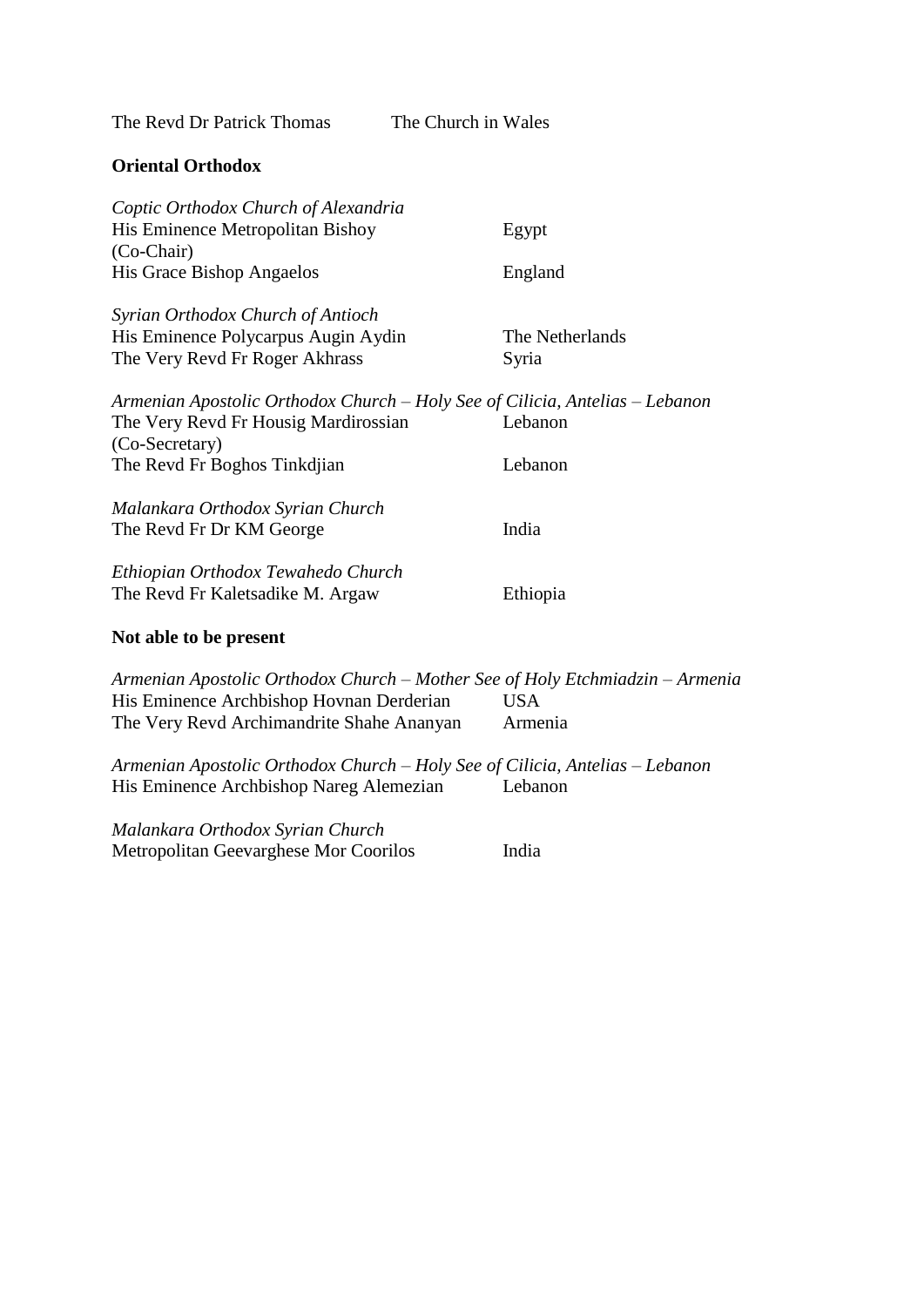The Revd Dr Patrick Thomas The Church in Wales

**Oriental Orthodox**

*Coptic Orthodox Church of Alexandria*
His Eminence Metropolitan Bishoy (Co-Chair) Egypt
His Grace Bishop Angaelos England

*Syrian Orthodox Church of Antioch*
His Eminence Polycarpus Augin Aydin The Netherlands
The Very Revd Fr Roger Akhrass Syria

*Armenian Apostolic Orthodox Church – Holy See of Cilicia, Antelias – Lebanon*
The Very Revd Fr Housig Mardirossian (Co-Secretary) Lebanon
The Revd Fr Boghos Tinkdjian Lebanon

*Malankara Orthodox Syrian Church*
The Revd Fr Dr KM George India

*Ethiopian Orthodox Tewahedo Church*
The Revd Fr Kaletsadike M. Argaw Ethiopia

**Not able to be present**

*Armenian Apostolic Orthodox Church – Mother See of Holy Etchmiadzin – Armenia*
His Eminence Archbishop Hovnan Derderian USA
The Very Revd Archimandrite Shahe Ananyan Armenia

*Armenian Apostolic Orthodox Church – Holy See of Cilicia, Antelias – Lebanon*
His Eminence Archbishop Nareg Alemezian Lebanon

*Malankara Orthodox Syrian Church*
Metropolitan Geevarghese Mor Coorilos India